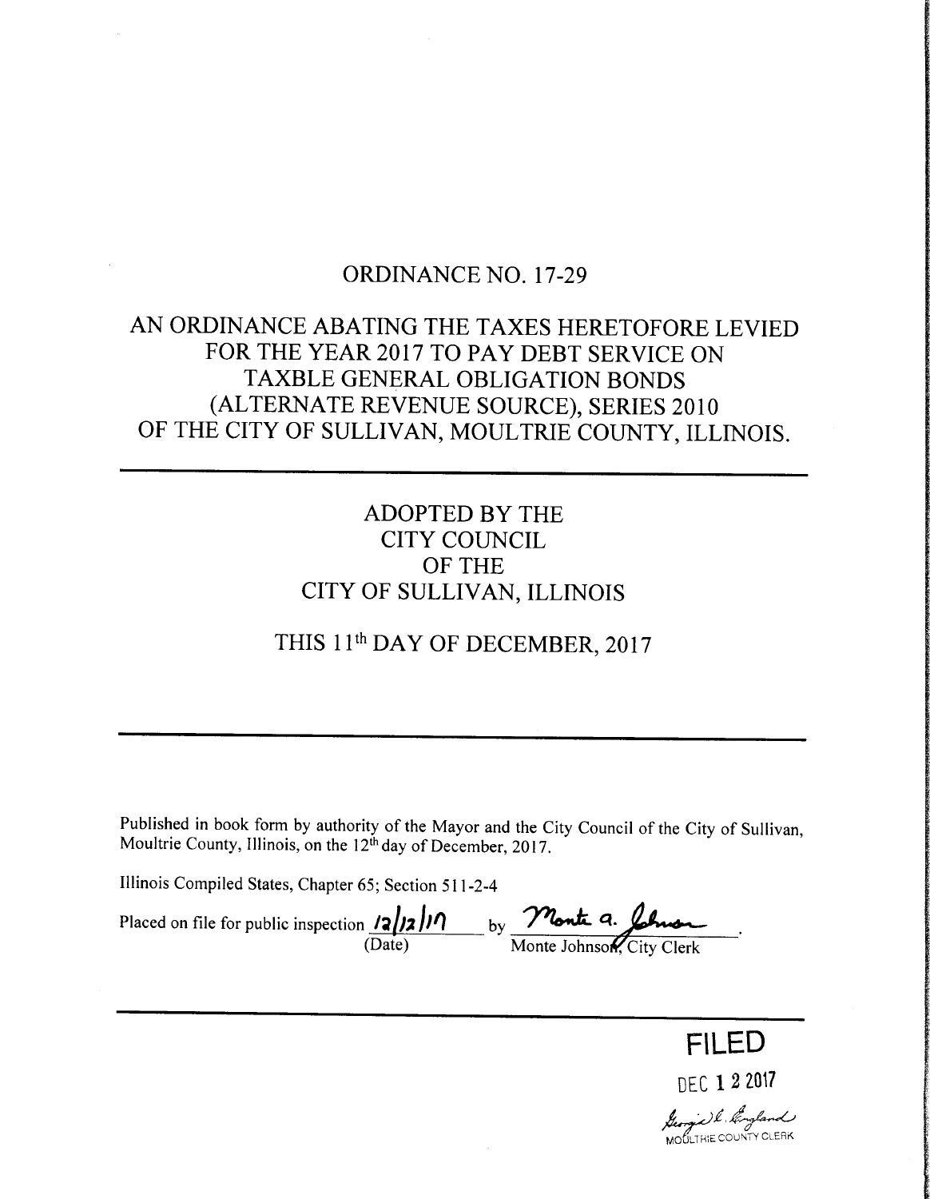# ORDINANCE NO. 17-29

## AN ORDINANCE ABATING THE TAXES HERETOFORE LEVIED FOR THE YEAR 2017 TO PAY DEBT SERVICE ON TAXBLE GENERAL OBLIGATION BONDS (ALTERNATE REVENUE SOURCE), SERIES 2010 OF THE CITY OF SULLIVAN, MOULTRIE COUNTY, ILLINOIS.

---

ADOPTED BY THE
CITY COUNCIL
OF THE
CITY OF SULLIVAN, ILLINOIS

THIS 11th DAY OF DECEMBER, 2017

---

Published in book form by authority of the Mayor and the City Council of the City of Sullivan, Moultrie County, Illinois, on the 12th day of December, 2017.

Illinois Compiled States, Chapter 65; Section 511-2-4

Placed on file for public inspection 12/12/17 by Monte a. Johnson
(Date) Monte Johnson, City Clerk

---

FILED
DEC 1 2 2017
Georgia L. England
MOULTRIE COUNTY CLERK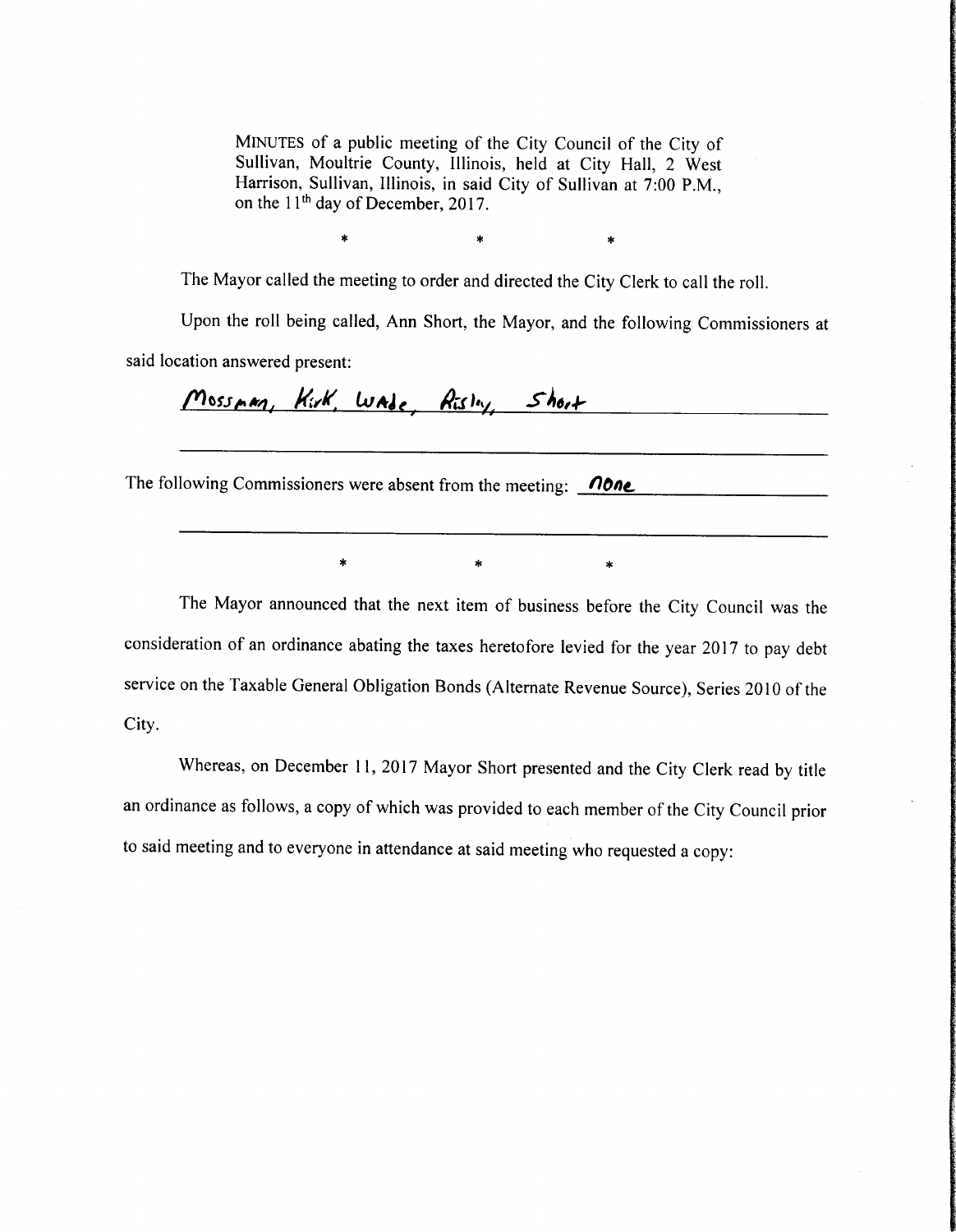MINUTES of a public meeting of the City Council of the City of Sullivan, Moultrie County, Illinois, held at City Hall, 2 West Harrison, Sullivan, Illinois, in said City of Sullivan at 7:00 P.M., on the 11th day of December, 2017.

\* \* \*

The Mayor called the meeting to order and directed the City Clerk to call the roll.

Upon the roll being called, Ann Short, the Mayor, and the following Commissioners at said location answered present:

Mossman, Kirk, Wade, Risley, Short

The following Commissioners were absent from the meeting: none

\* \* \*

The Mayor announced that the next item of business before the City Council was the consideration of an ordinance abating the taxes heretofore levied for the year 2017 to pay debt service on the Taxable General Obligation Bonds (Alternate Revenue Source), Series 2010 of the City.

Whereas, on December 11, 2017 Mayor Short presented and the City Clerk read by title an ordinance as follows, a copy of which was provided to each member of the City Council prior to said meeting and to everyone in attendance at said meeting who requested a copy: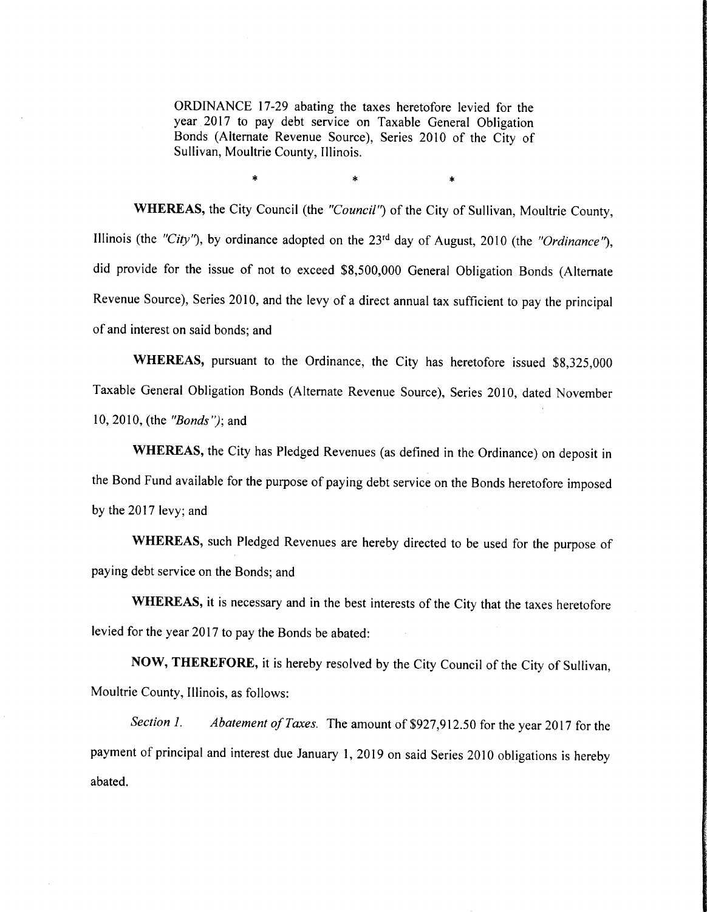ORDINANCE 17-29 abating the taxes heretofore levied for the year 2017 to pay debt service on Taxable General Obligation Bonds (Alternate Revenue Source), Series 2010 of the City of Sullivan, Moultrie County, Illinois.

\* \* \*

**WHEREAS,** the City Council (the *"Council"*) of the City of Sullivan, Moultrie County, Illinois (the *"City"*), by ordinance adopted on the 23rd day of August, 2010 (the *"Ordinance"*), did provide for the issue of not to exceed $8,500,000 General Obligation Bonds (Alternate Revenue Source), Series 2010, and the levy of a direct annual tax sufficient to pay the principal of and interest on said bonds; and

**WHEREAS,** pursuant to the Ordinance, the City has heretofore issued $8,325,000 Taxable General Obligation Bonds (Alternate Revenue Source), Series 2010, dated November 10, 2010, (the *"Bonds"*); and

**WHEREAS,** the City has Pledged Revenues (as defined in the Ordinance) on deposit in the Bond Fund available for the purpose of paying debt service on the Bonds heretofore imposed by the 2017 levy; and

**WHEREAS,** such Pledged Revenues are hereby directed to be used for the purpose of paying debt service on the Bonds; and

**WHEREAS,** it is necessary and in the best interests of the City that the taxes heretofore levied for the year 2017 to pay the Bonds be abated:

**NOW, THEREFORE,** it is hereby resolved by the City Council of the City of Sullivan, Moultrie County, Illinois, as follows:

*Section 1. Abatement of Taxes.* The amount of $927,912.50 for the year 2017 for the payment of principal and interest due January 1, 2019 on said Series 2010 obligations is hereby abated.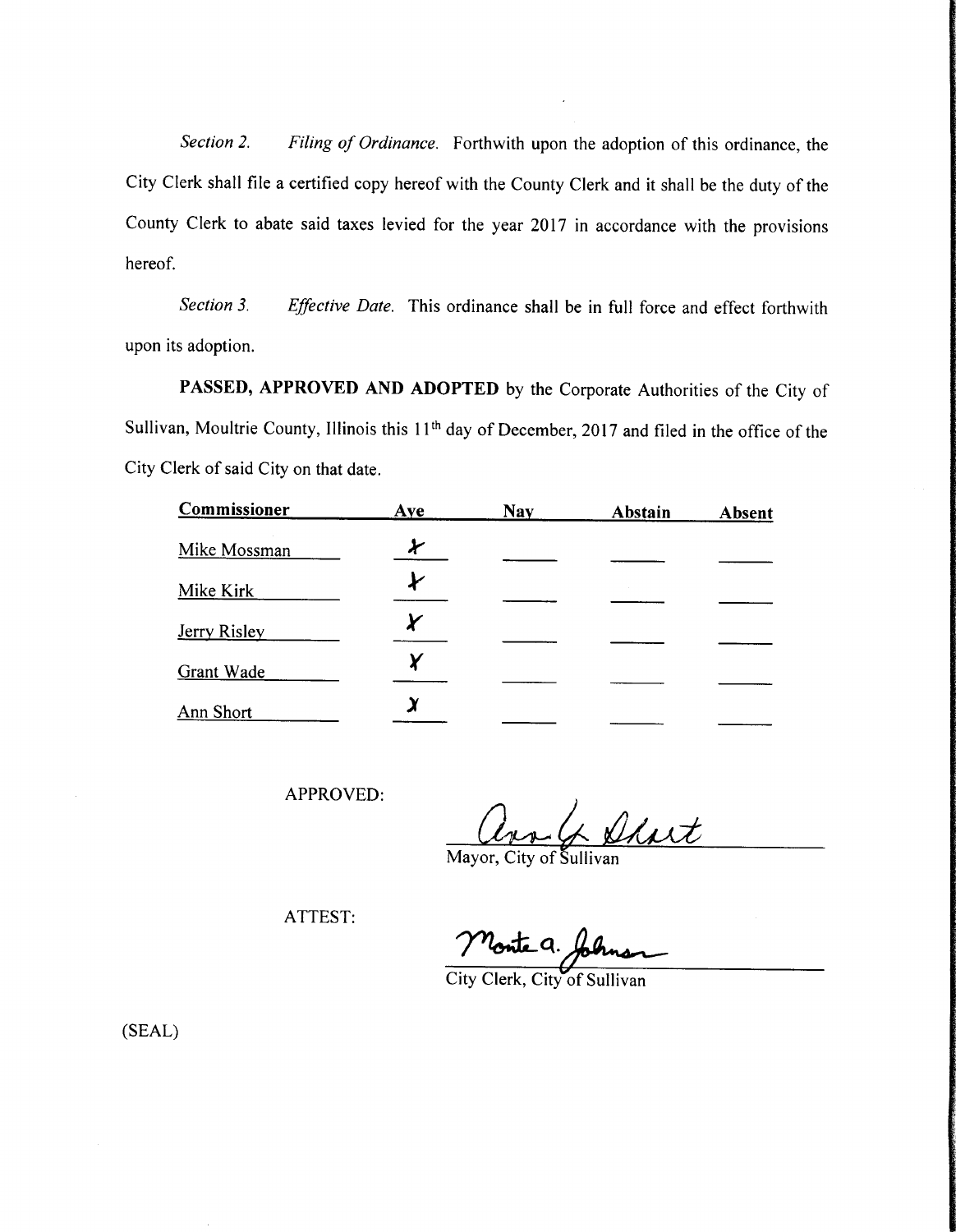*Section 2.* *Filing of Ordinance.* Forthwith upon the adoption of this ordinance, the City Clerk shall file a certified copy hereof with the County Clerk and it shall be the duty of the County Clerk to abate said taxes levied for the year 2017 in accordance with the provisions hereof.

*Section 3.* *Effective Date.* This ordinance shall be in full force and effect forthwith upon its adoption.

**PASSED, APPROVED AND ADOPTED** by the Corporate Authorities of the City of Sullivan, Moultrie County, Illinois this 11th day of December, 2017 and filed in the office of the City Clerk of said City on that date.

| Commissioner | Aye | Nay | Abstain | Absent |
|---|---|---|---|---|
| Mike Mossman | X | | | |
| Mike Kirk | X | | | |
| Jerry Risley | X | | | |
| Grant Wade | X | | | |
| Ann Short | X | | | |

APPROVED:

Ann G. Short
Mayor, City of Sullivan

ATTEST:

Monte a. Johnson
City Clerk, City of Sullivan

(SEAL)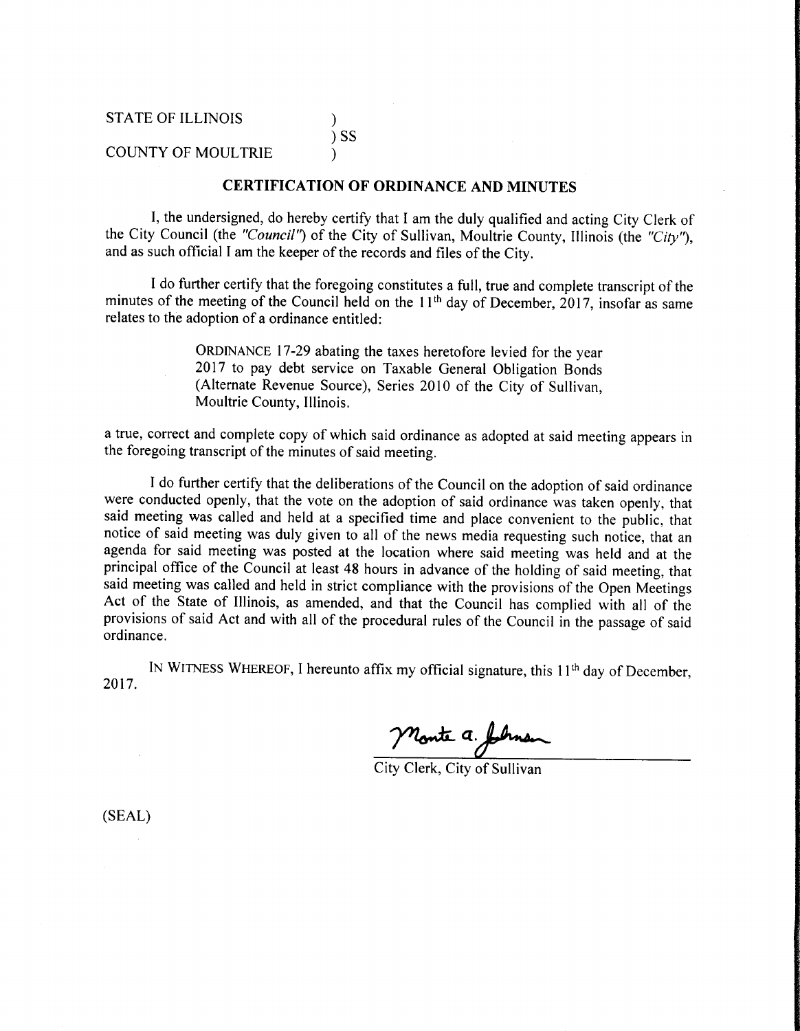STATE OF ILLINOIS )
) SS
COUNTY OF MOULTRIE )

**CERTIFICATION OF ORDINANCE AND MINUTES**

I, the undersigned, do hereby certify that I am the duly qualified and acting City Clerk of the City Council (the *"Council"*) of the City of Sullivan, Moultrie County, Illinois (the *"City"*), and as such official I am the keeper of the records and files of the City.

I do further certify that the foregoing constitutes a full, true and complete transcript of the minutes of the meeting of the Council held on the 11th day of December, 2017, insofar as same relates to the adoption of a ordinance entitled:

> ORDINANCE 17-29 abating the taxes heretofore levied for the year 2017 to pay debt service on Taxable General Obligation Bonds (Alternate Revenue Source), Series 2010 of the City of Sullivan, Moultrie County, Illinois.

a true, correct and complete copy of which said ordinance as adopted at said meeting appears in the foregoing transcript of the minutes of said meeting.

I do further certify that the deliberations of the Council on the adoption of said ordinance were conducted openly, that the vote on the adoption of said ordinance was taken openly, that said meeting was called and held at a specified time and place convenient to the public, that notice of said meeting was duly given to all of the news media requesting such notice, that an agenda for said meeting was posted at the location where said meeting was held and at the principal office of the Council at least 48 hours in advance of the holding of said meeting, that said meeting was called and held in strict compliance with the provisions of the Open Meetings Act of the State of Illinois, as amended, and that the Council has complied with all of the provisions of said Act and with all of the procedural rules of the Council in the passage of said ordinance.

IN WITNESS WHEREOF, I hereunto affix my official signature, this 11th day of December, 2017.

Monte a. Johnson

City Clerk, City of Sullivan

(SEAL)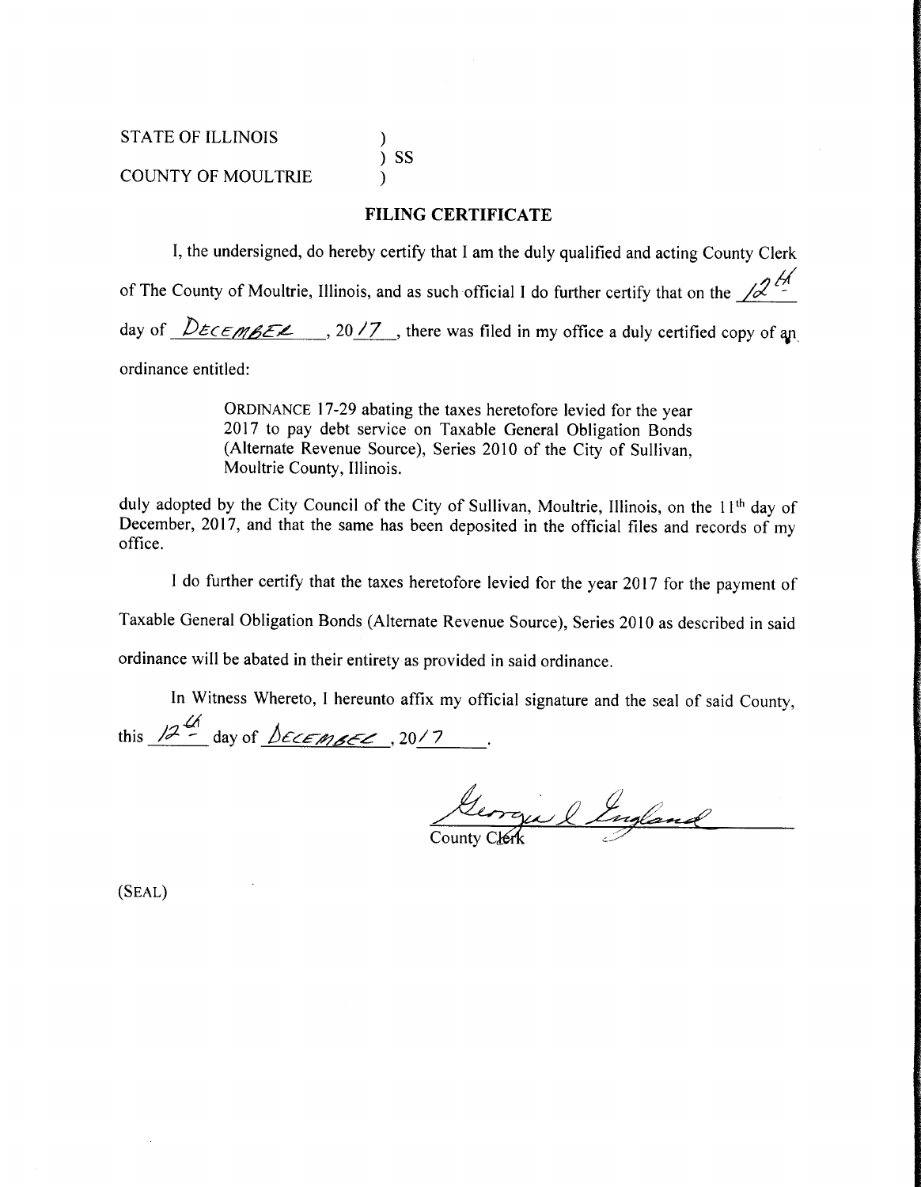STATE OF ILLINOIS )
) SS
COUNTY OF MOULTRIE )

## FILING CERTIFICATE

I, the undersigned, do hereby certify that I am the duly qualified and acting County Clerk of The County of Moultrie, Illinois, and as such official I do further certify that on the 12th day of DECEMBER, 2017, there was filed in my office a duly certified copy of an ordinance entitled:

> ORDINANCE 17-29 abating the taxes heretofore levied for the year 2017 to pay debt service on Taxable General Obligation Bonds (Alternate Revenue Source), Series 2010 of the City of Sullivan, Moultrie County, Illinois.

duly adopted by the City Council of the City of Sullivan, Moultrie, Illinois, on the 11th day of December, 2017, and that the same has been deposited in the official files and records of my office.

I do further certify that the taxes heretofore levied for the year 2017 for the payment of Taxable General Obligation Bonds (Alternate Revenue Source), Series 2010 as described in said ordinance will be abated in their entirety as provided in said ordinance.

In Witness Whereto, I hereunto affix my official signature and the seal of said County, this 12th day of DECEMBER, 2017.

Georgia L England
County Clerk

(SEAL)